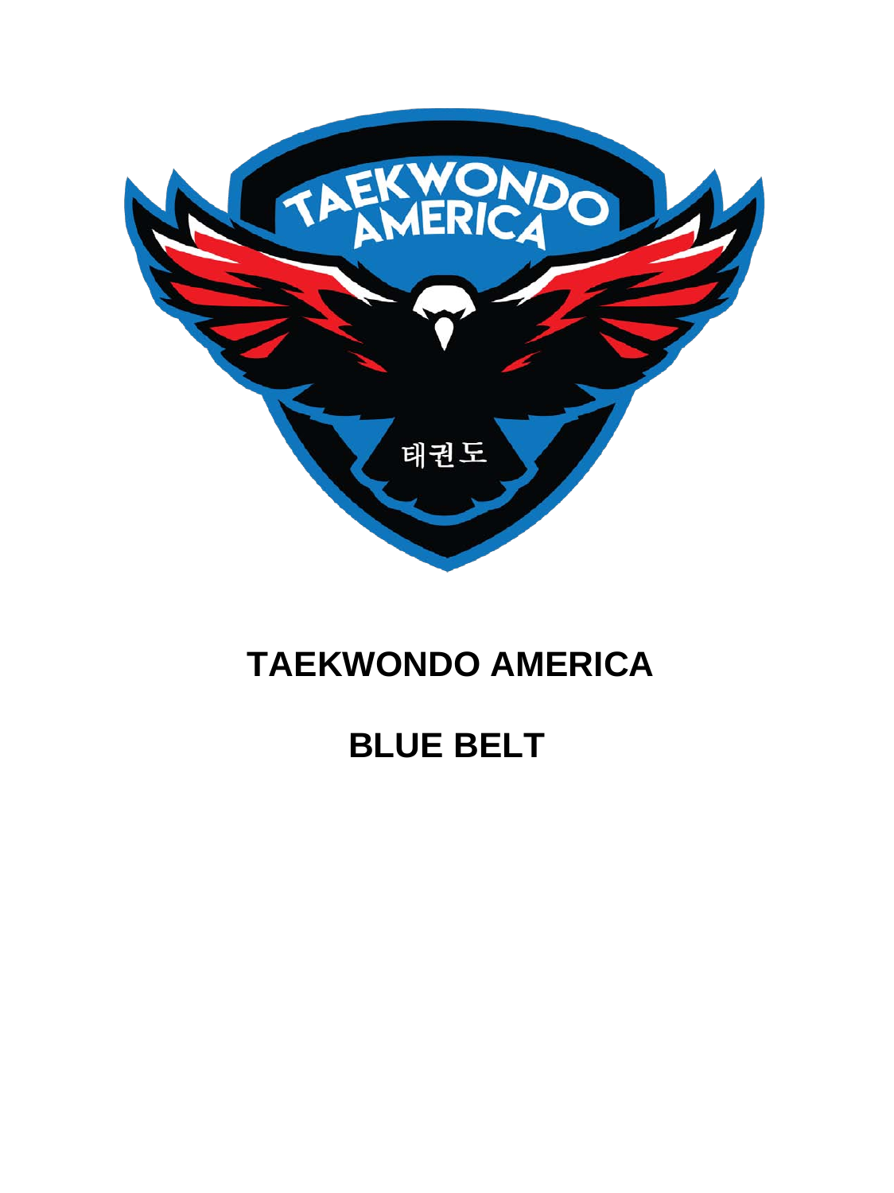# TAEKWONDO AMERICA

# BLUE BELT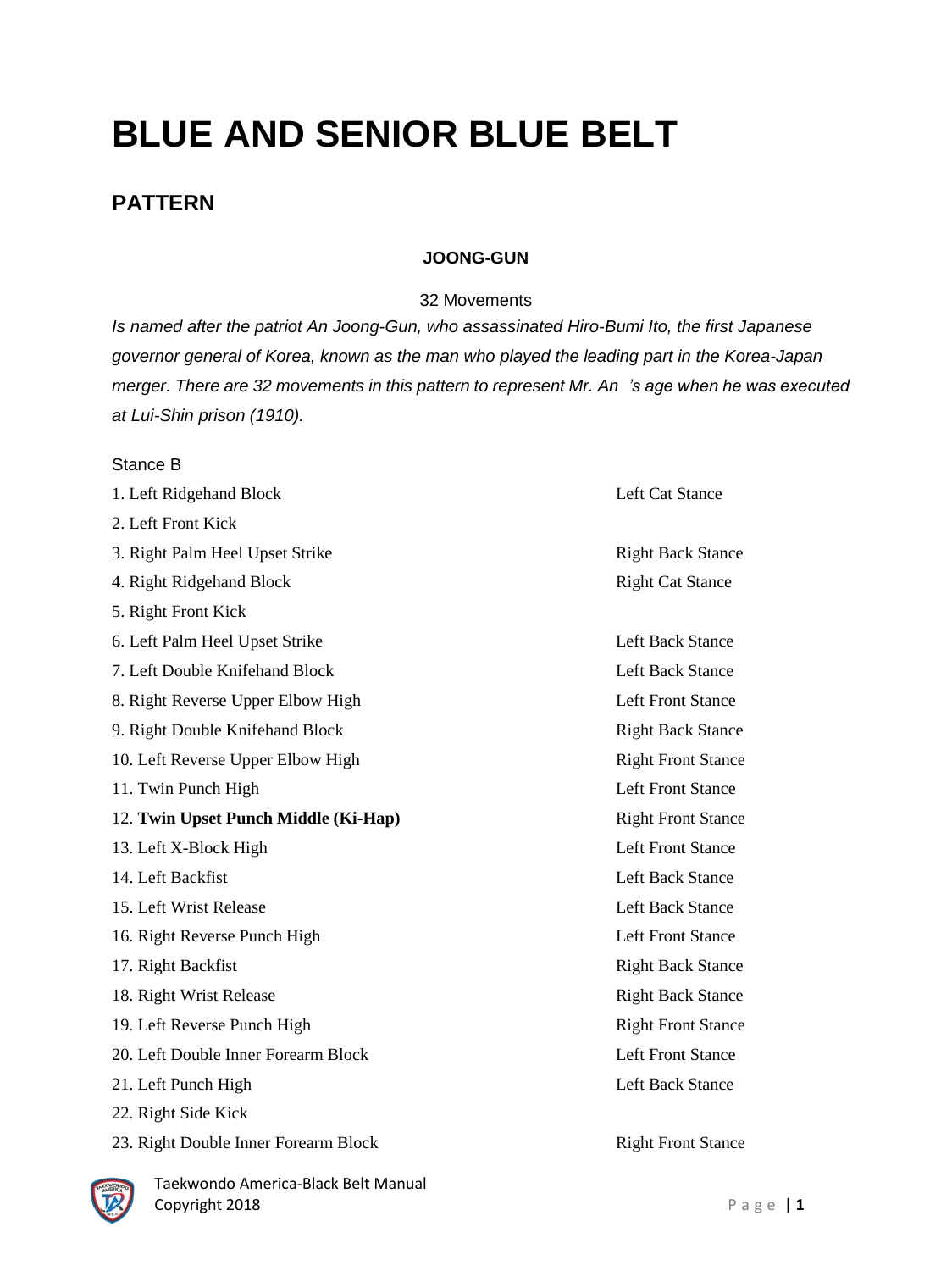# BLUE AND SENIOR BLUE BELT

## PATTERN

**JOONG-GUN**

32 Movements

*Is named after the patriot An Joong-Gun, who assassinated Hiro-Bumi Ito, the first Japanese governor general of Korea, known as the man who played the leading part in the Korea-Japan merger. There are 32 movements in this pattern to represent Mr. An 's age when he was executed at Lui-Shin prison (1910).*

Stance B

| Movement | Stance |
|---|---|
| 1. Left Ridgehand Block | Left Cat Stance |
| 2. Left Front Kick | |
| 3. Right Palm Heel Upset Strike | Right Back Stance |
| 4. Right Ridgehand Block | Right Cat Stance |
| 5. Right Front Kick | |
| 6. Left Palm Heel Upset Strike | Left Back Stance |
| 7. Left Double Knifehand Block | Left Back Stance |
| 8. Right Reverse Upper Elbow High | Left Front Stance |
| 9. Right Double Knifehand Block | Right Back Stance |
| 10. Left Reverse Upper Elbow High | Right Front Stance |
| 11. Twin Punch High | Left Front Stance |
| 12. **Twin Upset Punch Middle (Ki-Hap)** | Right Front Stance |
| 13. Left X-Block High | Left Front Stance |
| 14. Left Backfist | Left Back Stance |
| 15. Left Wrist Release | Left Back Stance |
| 16. Right Reverse Punch High | Left Front Stance |
| 17. Right Backfist | Right Back Stance |
| 18. Right Wrist Release | Right Back Stance |
| 19. Left Reverse Punch High | Right Front Stance |
| 20. Left Double Inner Forearm Block | Left Front Stance |
| 21. Left Punch High | Left Back Stance |
| 22. Right Side Kick | |
| 23. Right Double Inner Forearm Block | Right Front Stance |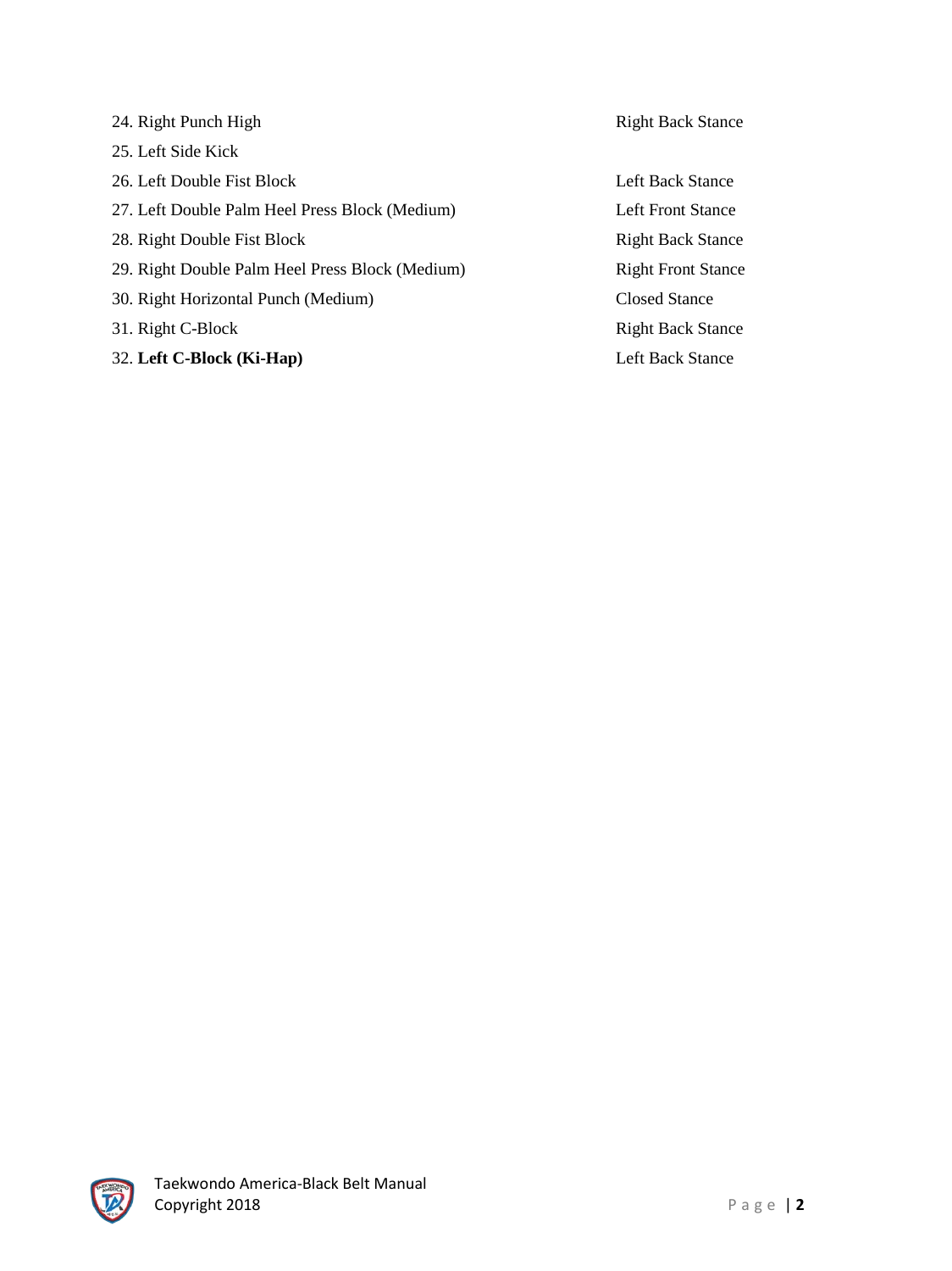| | |
|---|---|
| 24. Right Punch High | Right Back Stance |
| 25. Left Side Kick | |
| 26. Left Double Fist Block | Left Back Stance |
| 27. Left Double Palm Heel Press Block (Medium) | Left Front Stance |
| 28. Right Double Fist Block | Right Back Stance |
| 29. Right Double Palm Heel Press Block (Medium) | Right Front Stance |
| 30. Right Horizontal Punch (Medium) | Closed Stance |
| 31. Right C-Block | Right Back Stance |
| 32. **Left C-Block (Ki-Hap)** | Left Back Stance |